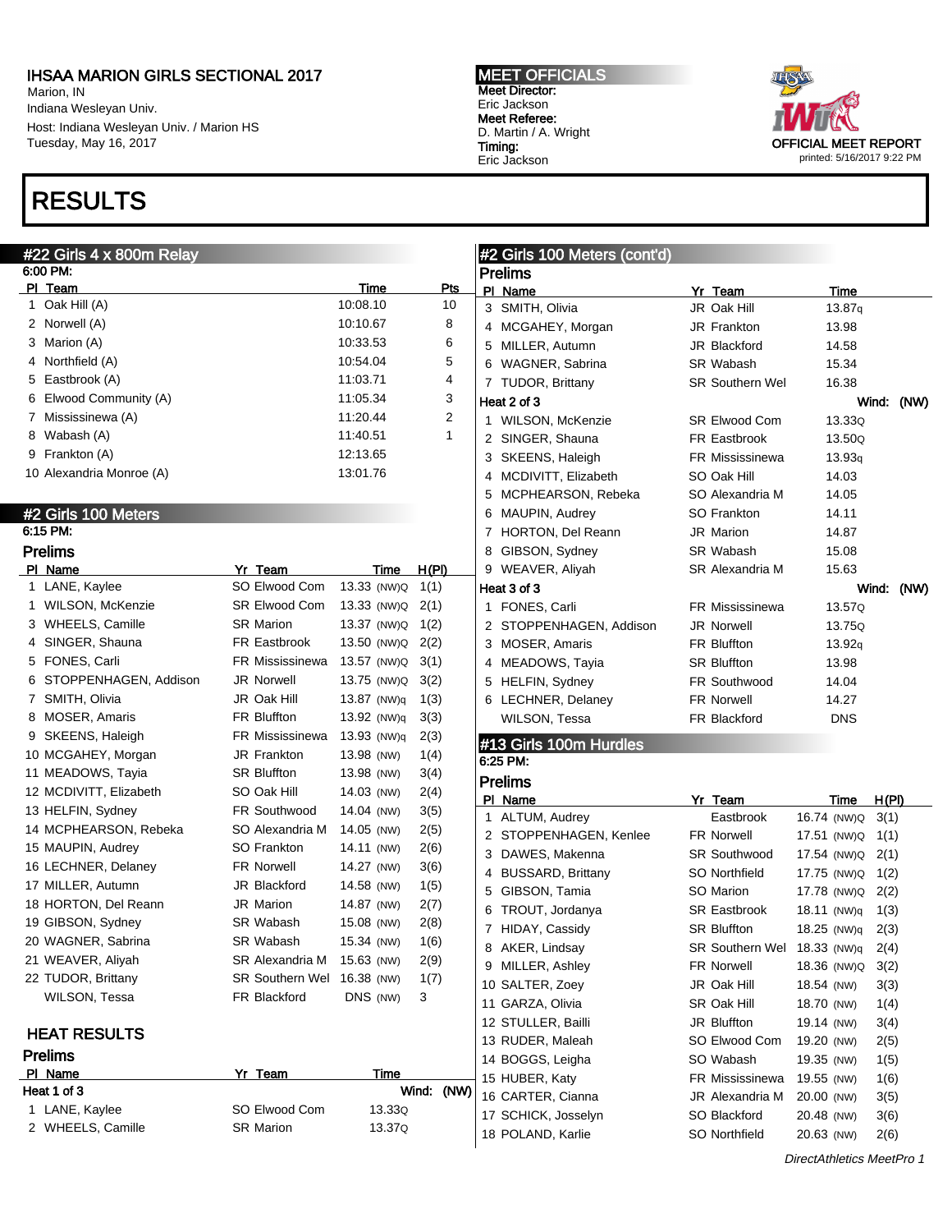**IHSAA MARION GIRLS SECTIONAL 2017**
Marion, IN
Indiana Wesleyan Univ.
Host: Indiana Wesleyan Univ. / Marion HS
Tuesday, May 16, 2017

**MEET OFFICIALS**
**Meet Director:**
Eric Jackson
**Meet Referee:**
D. Martin / A. Wright
**Timing:**
Eric Jackson

OFFICIAL MEET REPORT
printed: 5/16/2017 9:22 PM

# RESULTS

## #22 Girls 4 x 800m Relay

6:00 PM:

| Pl | Team | Time | Pts |
|---|---|---|---|
| 1 | Oak Hill (A) | 10:08.10 | 10 |
| 2 | Norwell (A) | 10:10.67 | 8 |
| 3 | Marion (A) | 10:33.53 | 6 |
| 4 | Northfield (A) | 10:54.04 | 5 |
| 5 | Eastbrook (A) | 11:03.71 | 4 |
| 6 | Elwood Community (A) | 11:05.34 | 3 |
| 7 | Mississinewa (A) | 11:20.44 | 2 |
| 8 | Wabash (A) | 11:40.51 | 1 |
| 9 | Frankton (A) | 12:13.65 | |
| 10 | Alexandria Monroe (A) | 13:01.76 | |

## #2 Girls 100 Meters

6:15 PM:

### Prelims

| Pl | Name | Yr | Team | Time | H(Pl) |
|---|---|---|---|---|---|
| 1 | LANE, Kaylee | SO | Elwood Com | 13.33 (NW)Q | 1(1) |
| 1 | WILSON, McKenzie | SR | Elwood Com | 13.33 (NW)Q | 2(1) |
| 3 | WHEELS, Camille | SR | Marion | 13.37 (NW)Q | 1(2) |
| 4 | SINGER, Shauna | FR | Eastbrook | 13.50 (NW)Q | 2(2) |
| 5 | FONES, Carli | FR | Mississinewa | 13.57 (NW)Q | 3(1) |
| 6 | STOPPENHAGEN, Addison | JR | Norwell | 13.75 (NW)Q | 3(2) |
| 7 | SMITH, Olivia | JR | Oak Hill | 13.87 (NW)q | 1(3) |
| 8 | MOSER, Amaris | FR | Bluffton | 13.92 (NW)q | 3(3) |
| 9 | SKEENS, Haleigh | FR | Mississinewa | 13.93 (NW)q | 2(3) |
| 10 | MCGAHEY, Morgan | JR | Frankton | 13.98 (NW) | 1(4) |
| 11 | MEADOWS, Tayia | SR | Bluffton | 13.98 (NW) | 3(4) |
| 12 | MCDIVITT, Elizabeth | SO | Oak Hill | 14.03 (NW) | 2(4) |
| 13 | HELFIN, Sydney | FR | Southwood | 14.04 (NW) | 3(5) |
| 14 | MCPHEARSON, Rebeka | SO | Alexandria M | 14.05 (NW) | 2(5) |
| 15 | MAUPIN, Audrey | SO | Frankton | 14.11 (NW) | 2(6) |
| 16 | LECHNER, Delaney | FR | Norwell | 14.27 (NW) | 3(6) |
| 17 | MILLER, Autumn | JR | Blackford | 14.58 (NW) | 1(5) |
| 18 | HORTON, Del Reann | JR | Marion | 14.87 (NW) | 2(7) |
| 19 | GIBSON, Sydney | SR | Wabash | 15.08 (NW) | 2(8) |
| 20 | WAGNER, Sabrina | SR | Wabash | 15.34 (NW) | 1(6) |
| 21 | WEAVER, Aliyah | SR | Alexandria M | 15.63 (NW) | 2(9) |
| 22 | TUDOR, Brittany | SR | Southern Wel | 16.38 (NW) | 1(7) |
| | WILSON, Tessa | FR | Blackford | DNS (NW) | 3 |

### HEAT RESULTS

### Prelims

**Heat 1 of 3** — Wind: (NW)

| Pl | Name | Yr | Team | Time |
|---|---|---|---|---|
| 1 | LANE, Kaylee | SO | Elwood Com | 13.33Q |
| 2 | WHEELS, Camille | SR | Marion | 13.37Q |
| 3 | SMITH, Olivia | JR | Oak Hill | 13.87q |
| 4 | MCGAHEY, Morgan | JR | Frankton | 13.98 |
| 5 | MILLER, Autumn | JR | Blackford | 14.58 |
| 6 | WAGNER, Sabrina | SR | Wabash | 15.34 |
| 7 | TUDOR, Brittany | SR | Southern Wel | 16.38 |

**Heat 2 of 3** — Wind: (NW)

| Pl | Name | Yr | Team | Time |
|---|---|---|---|---|
| 1 | WILSON, McKenzie | SR | Elwood Com | 13.33Q |
| 2 | SINGER, Shauna | FR | Eastbrook | 13.50Q |
| 3 | SKEENS, Haleigh | FR | Mississinewa | 13.93q |
| 4 | MCDIVITT, Elizabeth | SO | Oak Hill | 14.03 |
| 5 | MCPHEARSON, Rebeka | SO | Alexandria M | 14.05 |
| 6 | MAUPIN, Audrey | SO | Frankton | 14.11 |
| 7 | HORTON, Del Reann | JR | Marion | 14.87 |
| 8 | GIBSON, Sydney | SR | Wabash | 15.08 |
| 9 | WEAVER, Aliyah | SR | Alexandria M | 15.63 |

**Heat 3 of 3** — Wind: (NW)

| Pl | Name | Yr | Team | Time |
|---|---|---|---|---|
| 1 | FONES, Carli | FR | Mississinewa | 13.57Q |
| 2 | STOPPENHAGEN, Addison | JR | Norwell | 13.75Q |
| 3 | MOSER, Amaris | FR | Bluffton | 13.92q |
| 4 | MEADOWS, Tayia | SR | Bluffton | 13.98 |
| 5 | HELFIN, Sydney | FR | Southwood | 14.04 |
| 6 | LECHNER, Delaney | FR | Norwell | 14.27 |
| | WILSON, Tessa | FR | Blackford | DNS |

## #13 Girls 100m Hurdles

6:25 PM:

### Prelims

| Pl | Name | Yr | Team | Time | H(Pl) |
|---|---|---|---|---|---|
| 1 | ALTUM, Audrey | | Eastbrook | 16.74 (NW)Q | 3(1) |
| 2 | STOPPENHAGEN, Kenlee | FR | Norwell | 17.51 (NW)Q | 1(1) |
| 3 | DAWES, Makenna | SR | Southwood | 17.54 (NW)Q | 2(1) |
| 4 | BUSSARD, Brittany | SO | Northfield | 17.75 (NW)Q | 1(2) |
| 5 | GIBSON, Tamia | SO | Marion | 17.78 (NW)Q | 2(2) |
| 6 | TROUT, Jordanya | SR | Eastbrook | 18.11 (NW)q | 1(3) |
| 7 | HIDAY, Cassidy | SR | Bluffton | 18.25 (NW)q | 2(3) |
| 8 | AKER, Lindsay | SR | Southern Wel | 18.33 (NW)q | 2(4) |
| 9 | MILLER, Ashley | FR | Norwell | 18.36 (NW)Q | 3(2) |
| 10 | SALTER, Zoey | JR | Oak Hill | 18.54 (NW) | 3(3) |
| 11 | GARZA, Olivia | SR | Oak Hill | 18.70 (NW) | 1(4) |
| 12 | STULLER, Bailli | JR | Bluffton | 19.14 (NW) | 3(4) |
| 13 | RUDER, Maleah | SO | Elwood Com | 19.20 (NW) | 2(5) |
| 14 | BOGGS, Leigha | SO | Wabash | 19.35 (NW) | 1(5) |
| 15 | HUBER, Katy | FR | Mississinewa | 19.55 (NW) | 1(6) |
| 16 | CARTER, Cianna | JR | Alexandria M | 20.00 (NW) | 3(5) |
| 17 | SCHICK, Josselyn | SO | Blackford | 20.48 (NW) | 3(6) |
| 18 | POLAND, Karlie | SO | Northfield | 20.63 (NW) | 2(6) |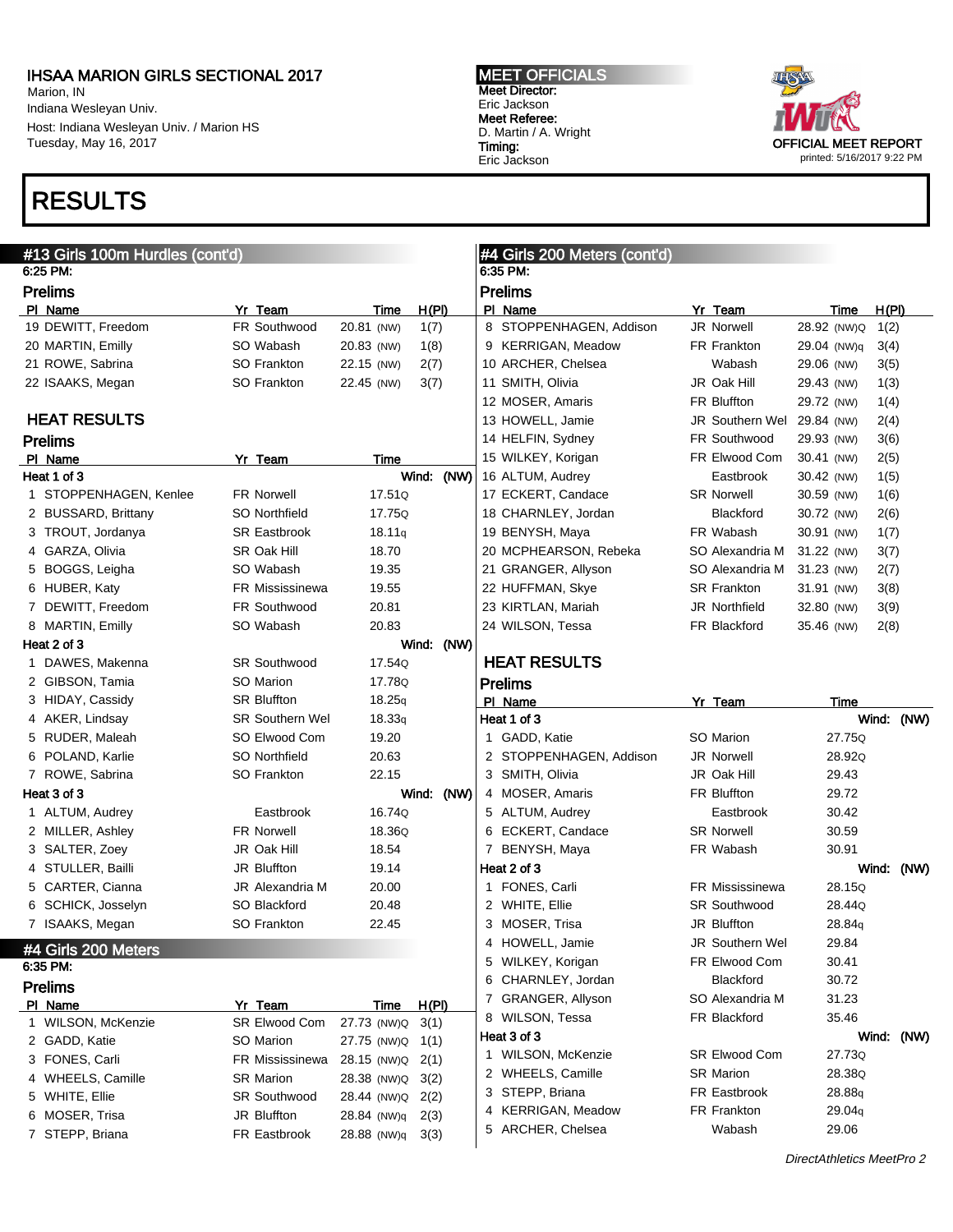# IHSAA MARION GIRLS SECTIONAL 2017

Marion, IN
Indiana Wesleyan Univ.
Host: Indiana Wesleyan Univ. / Marion HS
Tuesday, May 16, 2017

**MEET OFFICIALS**
**Meet Director:**
Eric Jackson
**Meet Referee:**
D. Martin / A. Wright
**Timing:**
Eric Jackson

OFFICIAL MEET REPORT
printed: 5/16/2017 9:22 PM

# RESULTS

## #13 Girls 100m Hurdles (cont'd)

6:25 PM:

### Prelims

| Pl | Name | Yr | Team | Time | | H(Pl) |
|---|---|---|---|---|---|---|
| 19 | DEWITT, Freedom | FR | Southwood | 20.81 | (NW) | 1(7) |
| 20 | MARTIN, Emilly | SO | Wabash | 20.83 | (NW) | 1(8) |
| 21 | ROWE, Sabrina | SO | Frankton | 22.15 | (NW) | 2(7) |
| 22 | ISAAKS, Megan | SO | Frankton | 22.45 | (NW) | 3(7) |

### HEAT RESULTS

### Prelims

| Pl | Name | Yr | Team | Time |
|---|---|---|---|---|
| **Heat 1 of 3** | | | | **Wind: (NW)** |
| 1 | STOPPENHAGEN, Kenlee | FR | Norwell | 17.51Q |
| 2 | BUSSARD, Brittany | SO | Northfield | 17.75Q |
| 3 | TROUT, Jordanya | SR | Eastbrook | 18.11q |
| 4 | GARZA, Olivia | SR | Oak Hill | 18.70 |
| 5 | BOGGS, Leigha | SO | Wabash | 19.35 |
| 6 | HUBER, Katy | FR | Mississinewa | 19.55 |
| 7 | DEWITT, Freedom | FR | Southwood | 20.81 |
| 8 | MARTIN, Emilly | SO | Wabash | 20.83 |
| **Heat 2 of 3** | | | | **Wind: (NW)** |
| 1 | DAWES, Makenna | SR | Southwood | 17.54Q |
| 2 | GIBSON, Tamia | SO | Marion | 17.78Q |
| 3 | HIDAY, Cassidy | SR | Bluffton | 18.25q |
| 4 | AKER, Lindsay | SR | Southern Wel | 18.33q |
| 5 | RUDER, Maleah | SO | Elwood Com | 19.20 |
| 6 | POLAND, Karlie | SO | Northfield | 20.63 |
| 7 | ROWE, Sabrina | SO | Frankton | 22.15 |
| **Heat 3 of 3** | | | | **Wind: (NW)** |
| 1 | ALTUM, Audrey | | Eastbrook | 16.74Q |
| 2 | MILLER, Ashley | FR | Norwell | 18.36Q |
| 3 | SALTER, Zoey | JR | Oak Hill | 18.54 |
| 4 | STULLER, Bailli | JR | Bluffton | 19.14 |
| 5 | CARTER, Cianna | JR | Alexandria M | 20.00 |
| 6 | SCHICK, Josselyn | SO | Blackford | 20.48 |
| 7 | ISAAKS, Megan | SO | Frankton | 22.45 |

## #4 Girls 200 Meters

6:35 PM:

### Prelims

| Pl | Name | Yr | Team | Time | | H(Pl) |
|---|---|---|---|---|---|---|
| 1 | WILSON, McKenzie | SR | Elwood Com | 27.73 | (NW)Q | 3(1) |
| 2 | GADD, Katie | SO | Marion | 27.75 | (NW)Q | 1(1) |
| 3 | FONES, Carli | FR | Mississinewa | 28.15 | (NW)Q | 2(1) |
| 4 | WHEELS, Camille | SR | Marion | 28.38 | (NW)Q | 3(2) |
| 5 | WHITE, Ellie | SR | Southwood | 28.44 | (NW)Q | 2(2) |
| 6 | MOSER, Trisa | JR | Bluffton | 28.84 | (NW)q | 2(3) |
| 7 | STEPP, Briana | FR | Eastbrook | 28.88 | (NW)q | 3(3) |
| 8 | STOPPENHAGEN, Addison | JR | Norwell | 28.92 | (NW)Q | 1(2) |
| 9 | KERRIGAN, Meadow | FR | Frankton | 29.04 | (NW)q | 3(4) |
| 10 | ARCHER, Chelsea | | Wabash | 29.06 | (NW) | 3(5) |
| 11 | SMITH, Olivia | JR | Oak Hill | 29.43 | (NW) | 1(3) |
| 12 | MOSER, Amaris | FR | Bluffton | 29.72 | (NW) | 1(4) |
| 13 | HOWELL, Jamie | JR | Southern Wel | 29.84 | (NW) | 2(4) |
| 14 | HELFIN, Sydney | FR | Southwood | 29.93 | (NW) | 3(6) |
| 15 | WILKEY, Korigan | FR | Elwood Com | 30.41 | (NW) | 2(5) |
| 16 | ALTUM, Audrey | | Eastbrook | 30.42 | (NW) | 1(5) |
| 17 | ECKERT, Candace | SR | Norwell | 30.59 | (NW) | 1(6) |
| 18 | CHARNLEY, Jordan | | Blackford | 30.72 | (NW) | 2(6) |
| 19 | BENYSH, Maya | FR | Wabash | 30.91 | (NW) | 1(7) |
| 20 | MCPHEARSON, Rebeka | SO | Alexandria M | 31.22 | (NW) | 3(7) |
| 21 | GRANGER, Allyson | SO | Alexandria M | 31.23 | (NW) | 2(7) |
| 22 | HUFFMAN, Skye | SR | Frankton | 31.91 | (NW) | 3(8) |
| 23 | KIRTLAN, Mariah | JR | Northfield | 32.80 | (NW) | 3(9) |
| 24 | WILSON, Tessa | FR | Blackford | 35.46 | (NW) | 2(8) |

### HEAT RESULTS

### Prelims

| Pl | Name | Yr | Team | Time |
|---|---|---|---|---|
| **Heat 1 of 3** | | | | **Wind: (NW)** |
| 1 | GADD, Katie | SO | Marion | 27.75Q |
| 2 | STOPPENHAGEN, Addison | JR | Norwell | 28.92Q |
| 3 | SMITH, Olivia | JR | Oak Hill | 29.43 |
| 4 | MOSER, Amaris | FR | Bluffton | 29.72 |
| 5 | ALTUM, Audrey | | Eastbrook | 30.42 |
| 6 | ECKERT, Candace | SR | Norwell | 30.59 |
| 7 | BENYSH, Maya | FR | Wabash | 30.91 |
| **Heat 2 of 3** | | | | **Wind: (NW)** |
| 1 | FONES, Carli | FR | Mississinewa | 28.15Q |
| 2 | WHITE, Ellie | SR | Southwood | 28.44Q |
| 3 | MOSER, Trisa | JR | Bluffton | 28.84q |
| 4 | HOWELL, Jamie | JR | Southern Wel | 29.84 |
| 5 | WILKEY, Korigan | FR | Elwood Com | 30.41 |
| 6 | CHARNLEY, Jordan | | Blackford | 30.72 |
| 7 | GRANGER, Allyson | SO | Alexandria M | 31.23 |
| 8 | WILSON, Tessa | FR | Blackford | 35.46 |
| **Heat 3 of 3** | | | | **Wind: (NW)** |
| 1 | WILSON, McKenzie | SR | Elwood Com | 27.73Q |
| 2 | WHEELS, Camille | SR | Marion | 28.38Q |
| 3 | STEPP, Briana | FR | Eastbrook | 28.88q |
| 4 | KERRIGAN, Meadow | FR | Frankton | 29.04q |
| 5 | ARCHER, Chelsea | | Wabash | 29.06 |

*DirectAthletics MeetPro 2*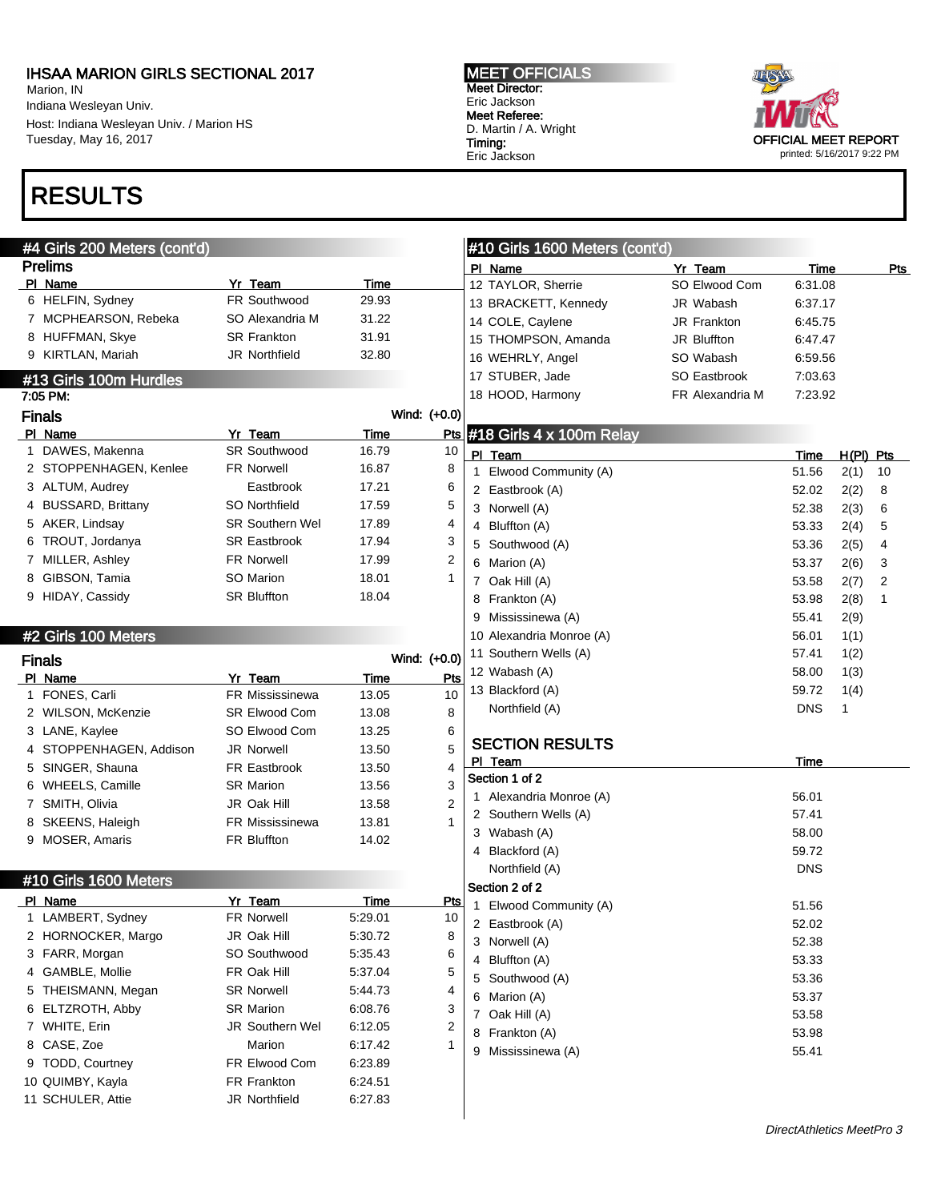# IHSAA MARION GIRLS SECTIONAL 2017

Marion, IN
Indiana Wesleyan Univ.
Host: Indiana Wesleyan Univ. / Marion HS
Tuesday, May 16, 2017

**MEET OFFICIALS**
**Meet Director:**
Eric Jackson
**Meet Referee:**
D. Martin / A. Wright
**Timing:**
Eric Jackson

OFFICIAL MEET REPORT
printed: 5/16/2017 9:22 PM

# RESULTS

## #4 Girls 200 Meters (cont'd)

### Prelims

| Pl | Name | Yr | Team | Time |
|---|---|---|---|---|
| 6 | HELFIN, Sydney | FR | Southwood | 29.93 |
| 7 | MCPHEARSON, Rebeka | SO | Alexandria M | 31.22 |
| 8 | HUFFMAN, Skye | SR | Frankton | 31.91 |
| 9 | KIRTLAN, Mariah | JR | Northfield | 32.80 |

## #13 Girls 100m Hurdles

7:05 PM:

### Finals

Wind: (+0.0)

| Pl | Name | Yr | Team | Time | Pts |
|---|---|---|---|---|---|
| 1 | DAWES, Makenna | SR | Southwood | 16.79 | 10 |
| 2 | STOPPENHAGEN, Kenlee | FR | Norwell | 16.87 | 8 |
| 3 | ALTUM, Audrey | | Eastbrook | 17.21 | 6 |
| 4 | BUSSARD, Brittany | SO | Northfield | 17.59 | 5 |
| 5 | AKER, Lindsay | SR | Southern Wel | 17.89 | 4 |
| 6 | TROUT, Jordanya | SR | Eastbrook | 17.94 | 3 |
| 7 | MILLER, Ashley | FR | Norwell | 17.99 | 2 |
| 8 | GIBSON, Tamia | SO | Marion | 18.01 | 1 |
| 9 | HIDAY, Cassidy | SR | Bluffton | 18.04 | |

## #2 Girls 100 Meters

### Finals

Wind: (+0.0)

| Pl | Name | Yr | Team | Time | Pts |
|---|---|---|---|---|---|
| 1 | FONES, Carli | FR | Mississinewa | 13.05 | 10 |
| 2 | WILSON, McKenzie | SR | Elwood Com | 13.08 | 8 |
| 3 | LANE, Kaylee | SO | Elwood Com | 13.25 | 6 |
| 4 | STOPPENHAGEN, Addison | JR | Norwell | 13.50 | 5 |
| 5 | SINGER, Shauna | FR | Eastbrook | 13.50 | 4 |
| 6 | WHEELS, Camille | SR | Marion | 13.56 | 3 |
| 7 | SMITH, Olivia | JR | Oak Hill | 13.58 | 2 |
| 8 | SKEENS, Haleigh | FR | Mississinewa | 13.81 | 1 |
| 9 | MOSER, Amaris | FR | Bluffton | 14.02 | |

## #10 Girls 1600 Meters

| Pl | Name | Yr | Team | Time | Pts |
|---|---|---|---|---|---|
| 1 | LAMBERT, Sydney | FR | Norwell | 5:29.01 | 10 |
| 2 | HORNOCKER, Margo | JR | Oak Hill | 5:30.72 | 8 |
| 3 | FARR, Morgan | SO | Southwood | 5:35.43 | 6 |
| 4 | GAMBLE, Mollie | FR | Oak Hill | 5:37.04 | 5 |
| 5 | THEISMANN, Megan | SR | Norwell | 5:44.73 | 4 |
| 6 | ELTZROTH, Abby | SR | Marion | 6:08.76 | 3 |
| 7 | WHITE, Erin | JR | Southern Wel | 6:12.05 | 2 |
| 8 | CASE, Zoe | | Marion | 6:17.42 | 1 |
| 9 | TODD, Courtney | FR | Elwood Com | 6:23.89 | |
| 10 | QUIMBY, Kayla | FR | Frankton | 6:24.51 | |
| 11 | SCHULER, Attie | JR | Northfield | 6:27.83 | |
| 12 | TAYLOR, Sherrie | SO | Elwood Com | 6:31.08 | |
| 13 | BRACKETT, Kennedy | JR | Wabash | 6:37.17 | |
| 14 | COLE, Caylene | JR | Frankton | 6:45.75 | |
| 15 | THOMPSON, Amanda | JR | Bluffton | 6:47.47 | |
| 16 | WEHRLY, Angel | SO | Wabash | 6:59.56 | |
| 17 | STUBER, Jade | SO | Eastbrook | 7:03.63 | |
| 18 | HOOD, Harmony | FR | Alexandria M | 7:23.92 | |

## #18 Girls 4 x 100m Relay

| Pl | Team | Time | H(Pl) | Pts |
|---|---|---|---|---|
| 1 | Elwood Community (A) | 51.56 | 2(1) | 10 |
| 2 | Eastbrook (A) | 52.02 | 2(2) | 8 |
| 3 | Norwell (A) | 52.38 | 2(3) | 6 |
| 4 | Bluffton (A) | 53.33 | 2(4) | 5 |
| 5 | Southwood (A) | 53.36 | 2(5) | 4 |
| 6 | Marion (A) | 53.37 | 2(6) | 3 |
| 7 | Oak Hill (A) | 53.58 | 2(7) | 2 |
| 8 | Frankton (A) | 53.98 | 2(8) | 1 |
| 9 | Mississinewa (A) | 55.41 | 2(9) | |
| 10 | Alexandria Monroe (A) | 56.01 | 1(1) | |
| 11 | Southern Wells (A) | 57.41 | 1(2) | |
| 12 | Wabash (A) | 58.00 | 1(3) | |
| 13 | Blackford (A) | 59.72 | 1(4) | |
| | Northfield (A) | DNS | 1 | |

### SECTION RESULTS

**Section 1 of 2**

| Pl | Team | Time |
|---|---|---|
| 1 | Alexandria Monroe (A) | 56.01 |
| 2 | Southern Wells (A) | 57.41 |
| 3 | Wabash (A) | 58.00 |
| 4 | Blackford (A) | 59.72 |
| | Northfield (A) | DNS |

**Section 2 of 2**

| Pl | Team | Time |
|---|---|---|
| 1 | Elwood Community (A) | 51.56 |
| 2 | Eastbrook (A) | 52.02 |
| 3 | Norwell (A) | 52.38 |
| 4 | Bluffton (A) | 53.33 |
| 5 | Southwood (A) | 53.36 |
| 6 | Marion (A) | 53.37 |
| 7 | Oak Hill (A) | 53.58 |
| 8 | Frankton (A) | 53.98 |
| 9 | Mississinewa (A) | 55.41 |

*DirectAthletics MeetPro 3*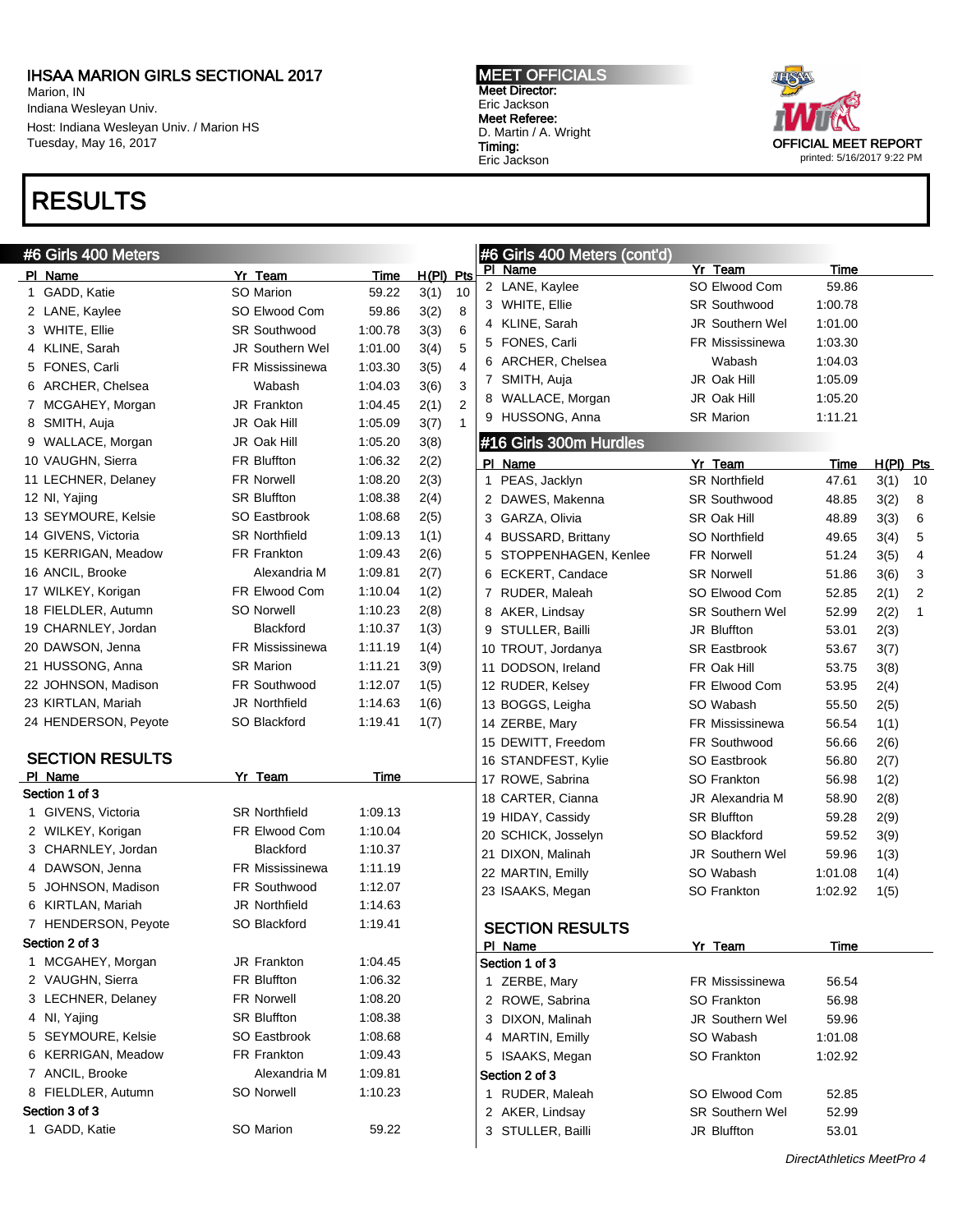# IHSAA MARION GIRLS SECTIONAL 2017

Marion, IN
Indiana Wesleyan Univ.
Host: Indiana Wesleyan Univ. / Marion HS
Tuesday, May 16, 2017

**MEET OFFICIALS**
Meet Director:
Eric Jackson
Meet Referee:
D. Martin / A. Wright
Timing:
Eric Jackson

OFFICIAL MEET REPORT
printed: 5/16/2017 9:22 PM

# RESULTS

## #6 Girls 400 Meters

| Pl | Name | Yr | Team | Time | H(Pl) | Pts |
|---|---|---|---|---|---|---|
| 1 | GADD, Katie | SO | Marion | 59.22 | 3(1) | 10 |
| 2 | LANE, Kaylee | SO | Elwood Com | 59.86 | 3(2) | 8 |
| 3 | WHITE, Ellie | SR | Southwood | 1:00.78 | 3(3) | 6 |
| 4 | KLINE, Sarah | JR | Southern Wel | 1:01.00 | 3(4) | 5 |
| 5 | FONES, Carli | FR | Mississinewa | 1:03.30 | 3(5) | 4 |
| 6 | ARCHER, Chelsea | | Wabash | 1:04.03 | 3(6) | 3 |
| 7 | MCGAHEY, Morgan | JR | Frankton | 1:04.45 | 2(1) | 2 |
| 8 | SMITH, Auja | JR | Oak Hill | 1:05.09 | 3(7) | 1 |
| 9 | WALLACE, Morgan | JR | Oak Hill | 1:05.20 | 3(8) | |
| 10 | VAUGHN, Sierra | FR | Bluffton | 1:06.32 | 2(2) | |
| 11 | LECHNER, Delaney | FR | Norwell | 1:08.20 | 2(3) | |
| 12 | NI, Yajing | SR | Bluffton | 1:08.38 | 2(4) | |
| 13 | SEYMOURE, Kelsie | SO | Eastbrook | 1:08.68 | 2(5) | |
| 14 | GIVENS, Victoria | SR | Northfield | 1:09.13 | 1(1) | |
| 15 | KERRIGAN, Meadow | FR | Frankton | 1:09.43 | 2(6) | |
| 16 | ANCIL, Brooke | | Alexandria M | 1:09.81 | 2(7) | |
| 17 | WILKEY, Korigan | FR | Elwood Com | 1:10.04 | 1(2) | |
| 18 | FIELDLER, Autumn | SO | Norwell | 1:10.23 | 2(8) | |
| 19 | CHARNLEY, Jordan | | Blackford | 1:10.37 | 1(3) | |
| 20 | DAWSON, Jenna | FR | Mississinewa | 1:11.19 | 1(4) | |
| 21 | HUSSONG, Anna | SR | Marion | 1:11.21 | 3(9) | |
| 22 | JOHNSON, Madison | FR | Southwood | 1:12.07 | 1(5) | |
| 23 | KIRTLAN, Mariah | JR | Northfield | 1:14.63 | 1(6) | |
| 24 | HENDERSON, Peyote | SO | Blackford | 1:19.41 | 1(7) | |

### SECTION RESULTS

| Pl | Name | Yr | Team | Time |
|---|---|---|---|---|
| **Section 1 of 3** | | | | |
| 1 | GIVENS, Victoria | SR | Northfield | 1:09.13 |
| 2 | WILKEY, Korigan | FR | Elwood Com | 1:10.04 |
| 3 | CHARNLEY, Jordan | | Blackford | 1:10.37 |
| 4 | DAWSON, Jenna | FR | Mississinewa | 1:11.19 |
| 5 | JOHNSON, Madison | FR | Southwood | 1:12.07 |
| 6 | KIRTLAN, Mariah | JR | Northfield | 1:14.63 |
| 7 | HENDERSON, Peyote | SO | Blackford | 1:19.41 |
| **Section 2 of 3** | | | | |
| 1 | MCGAHEY, Morgan | JR | Frankton | 1:04.45 |
| 2 | VAUGHN, Sierra | FR | Bluffton | 1:06.32 |
| 3 | LECHNER, Delaney | FR | Norwell | 1:08.20 |
| 4 | NI, Yajing | SR | Bluffton | 1:08.38 |
| 5 | SEYMOURE, Kelsie | SO | Eastbrook | 1:08.68 |
| 6 | KERRIGAN, Meadow | FR | Frankton | 1:09.43 |
| 7 | ANCIL, Brooke | | Alexandria M | 1:09.81 |
| 8 | FIELDLER, Autumn | SO | Norwell | 1:10.23 |
| **Section 3 of 3** | | | | |
| 1 | GADD, Katie | SO | Marion | 59.22 |
| 2 | LANE, Kaylee | SO | Elwood Com | 59.86 |
| 3 | WHITE, Ellie | SR | Southwood | 1:00.78 |
| 4 | KLINE, Sarah | JR | Southern Wel | 1:01.00 |
| 5 | FONES, Carli | FR | Mississinewa | 1:03.30 |
| 6 | ARCHER, Chelsea | | Wabash | 1:04.03 |
| 7 | SMITH, Auja | JR | Oak Hill | 1:05.09 |
| 8 | WALLACE, Morgan | JR | Oak Hill | 1:05.20 |
| 9 | HUSSONG, Anna | SR | Marion | 1:11.21 |

## #16 Girls 300m Hurdles

| Pl | Name | Yr | Team | Time | H(Pl) | Pts |
|---|---|---|---|---|---|---|
| 1 | PEAS, Jacklyn | SR | Northfield | 47.61 | 3(1) | 10 |
| 2 | DAWES, Makenna | SR | Southwood | 48.85 | 3(2) | 8 |
| 3 | GARZA, Olivia | SR | Oak Hill | 48.89 | 3(3) | 6 |
| 4 | BUSSARD, Brittany | SO | Northfield | 49.65 | 3(4) | 5 |
| 5 | STOPPENHAGEN, Kenlee | FR | Norwell | 51.24 | 3(5) | 4 |
| 6 | ECKERT, Candace | SR | Norwell | 51.86 | 3(6) | 3 |
| 7 | RUDER, Maleah | SO | Elwood Com | 52.85 | 2(1) | 2 |
| 8 | AKER, Lindsay | SR | Southern Wel | 52.99 | 2(2) | 1 |
| 9 | STULLER, Bailli | JR | Bluffton | 53.01 | 2(3) | |
| 10 | TROUT, Jordanya | SR | Eastbrook | 53.67 | 3(7) | |
| 11 | DODSON, Ireland | FR | Oak Hill | 53.75 | 3(8) | |
| 12 | RUDER, Kelsey | FR | Elwood Com | 53.95 | 2(4) | |
| 13 | BOGGS, Leigha | SO | Wabash | 55.50 | 2(5) | |
| 14 | ZERBE, Mary | FR | Mississinewa | 56.54 | 1(1) | |
| 15 | DEWITT, Freedom | FR | Southwood | 56.66 | 2(6) | |
| 16 | STANDFEST, Kylie | SO | Eastbrook | 56.80 | 2(7) | |
| 17 | ROWE, Sabrina | SO | Frankton | 56.98 | 1(2) | |
| 18 | CARTER, Cianna | JR | Alexandria M | 58.90 | 2(8) | |
| 19 | HIDAY, Cassidy | SR | Bluffton | 59.28 | 2(9) | |
| 20 | SCHICK, Josselyn | SO | Blackford | 59.52 | 3(9) | |
| 21 | DIXON, Malinah | JR | Southern Wel | 59.96 | 1(3) | |
| 22 | MARTIN, Emilly | SO | Wabash | 1:01.08 | 1(4) | |
| 23 | ISAAKS, Megan | SO | Frankton | 1:02.92 | 1(5) | |

### SECTION RESULTS

| Pl | Name | Yr | Team | Time |
|---|---|---|---|---|
| **Section 1 of 3** | | | | |
| 1 | ZERBE, Mary | FR | Mississinewa | 56.54 |
| 2 | ROWE, Sabrina | SO | Frankton | 56.98 |
| 3 | DIXON, Malinah | JR | Southern Wel | 59.96 |
| 4 | MARTIN, Emilly | SO | Wabash | 1:01.08 |
| 5 | ISAAKS, Megan | SO | Frankton | 1:02.92 |
| **Section 2 of 3** | | | | |
| 1 | RUDER, Maleah | SO | Elwood Com | 52.85 |
| 2 | AKER, Lindsay | SR | Southern Wel | 52.99 |
| 3 | STULLER, Bailli | JR | Bluffton | 53.01 |

*DirectAthletics MeetPro 4*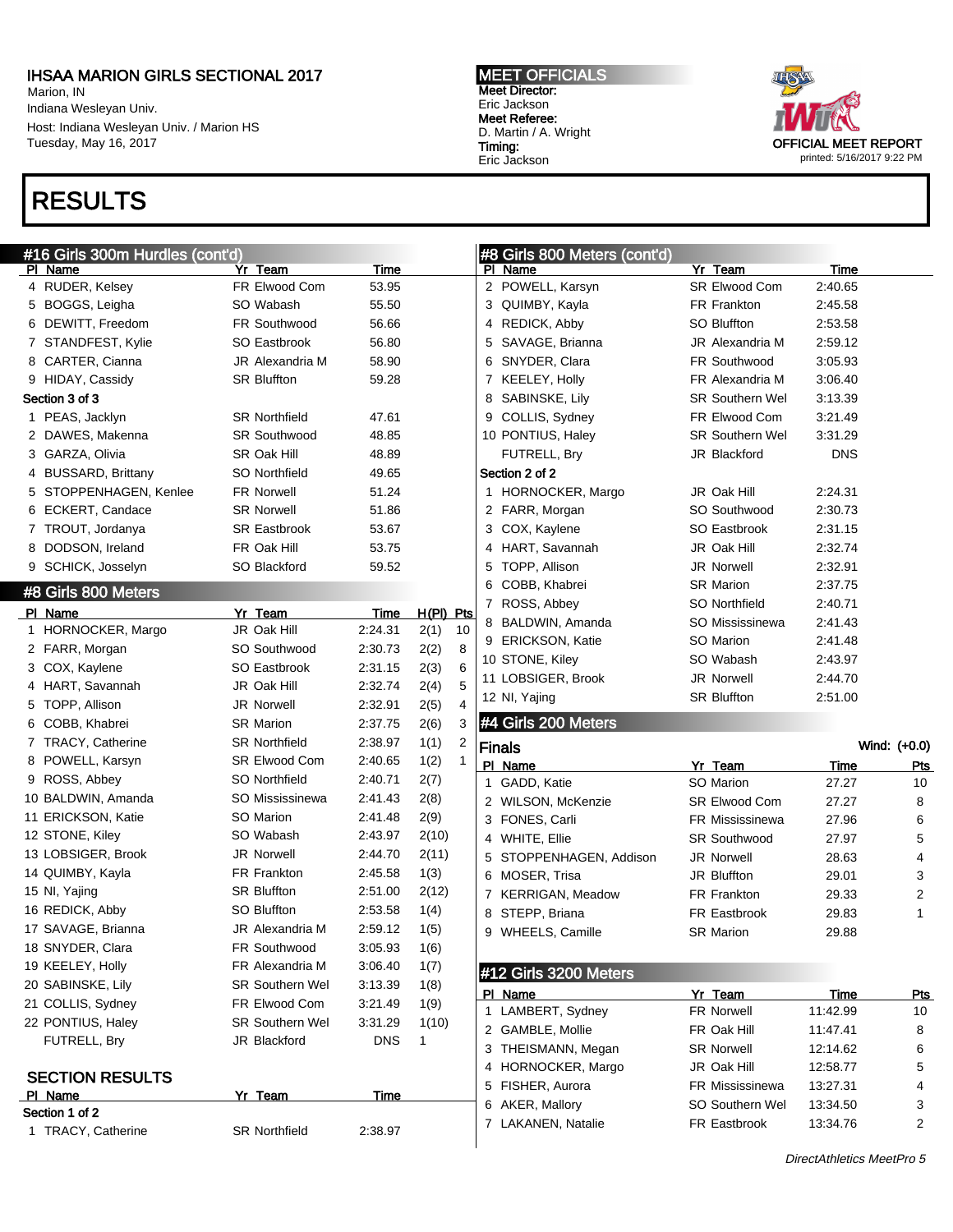# IHSAA MARION GIRLS SECTIONAL 2017

Marion, IN
Indiana Wesleyan Univ.
Host: Indiana Wesleyan Univ. / Marion HS
Tuesday, May 16, 2017

**MEET OFFICIALS**
**Meet Director:**
Eric Jackson
**Meet Referee:**
D. Martin / A. Wright
**Timing:**
Eric Jackson

OFFICIAL MEET REPORT
printed: 5/16/2017 9:22 PM

# RESULTS

## #16 Girls 300m Hurdles (cont'd)

| Pl | Name | Yr | Team | Time |
|---|---|---|---|---|
| 4 | RUDER, Kelsey | FR | Elwood Com | 53.95 |
| 5 | BOGGS, Leigha | SO | Wabash | 55.50 |
| 6 | DEWITT, Freedom | FR | Southwood | 56.66 |
| 7 | STANDFEST, Kylie | SO | Eastbrook | 56.80 |
| 8 | CARTER, Cianna | JR | Alexandria M | 58.90 |
| 9 | HIDAY, Cassidy | SR | Bluffton | 59.28 |
| **Section 3 of 3** | | | | |
| 1 | PEAS, Jacklyn | SR | Northfield | 47.61 |
| 2 | DAWES, Makenna | SR | Southwood | 48.85 |
| 3 | GARZA, Olivia | SR | Oak Hill | 48.89 |
| 4 | BUSSARD, Brittany | SO | Northfield | 49.65 |
| 5 | STOPPENHAGEN, Kenlee | FR | Norwell | 51.24 |
| 6 | ECKERT, Candace | SR | Norwell | 51.86 |
| 7 | TROUT, Jordanya | SR | Eastbrook | 53.67 |
| 8 | DODSON, Ireland | FR | Oak Hill | 53.75 |
| 9 | SCHICK, Josselyn | SO | Blackford | 59.52 |

## #8 Girls 800 Meters

| Pl | Name | Yr | Team | Time | H(Pl) | Pts |
|---|---|---|---|---|---|---|
| 1 | HORNOCKER, Margo | JR | Oak Hill | 2:24.31 | 2(1) | 10 |
| 2 | FARR, Morgan | SO | Southwood | 2:30.73 | 2(2) | 8 |
| 3 | COX, Kaylene | SO | Eastbrook | 2:31.15 | 2(3) | 6 |
| 4 | HART, Savannah | JR | Oak Hill | 2:32.74 | 2(4) | 5 |
| 5 | TOPP, Allison | JR | Norwell | 2:32.91 | 2(5) | 4 |
| 6 | COBB, Khabrei | SR | Marion | 2:37.75 | 2(6) | 3 |
| 7 | TRACY, Catherine | SR | Northfield | 2:38.97 | 1(1) | 2 |
| 8 | POWELL, Karsyn | SR | Elwood Com | 2:40.65 | 1(2) | 1 |
| 9 | ROSS, Abbey | SO | Northfield | 2:40.71 | 2(7) | |
| 10 | BALDWIN, Amanda | SO | Mississinewa | 2:41.43 | 2(8) | |
| 11 | ERICKSON, Katie | SO | Marion | 2:41.48 | 2(9) | |
| 12 | STONE, Kiley | SO | Wabash | 2:43.97 | 2(10) | |
| 13 | LOBSIGER, Brook | JR | Norwell | 2:44.70 | 2(11) | |
| 14 | QUIMBY, Kayla | FR | Frankton | 2:45.58 | 1(3) | |
| 15 | NI, Yajing | SR | Bluffton | 2:51.00 | 2(12) | |
| 16 | REDICK, Abby | SO | Bluffton | 2:53.58 | 1(4) | |
| 17 | SAVAGE, Brianna | JR | Alexandria M | 2:59.12 | 1(5) | |
| 18 | SNYDER, Clara | FR | Southwood | 3:05.93 | 1(6) | |
| 19 | KEELEY, Holly | FR | Alexandria M | 3:06.40 | 1(7) | |
| 20 | SABINSKE, Lily | SR | Southern Wel | 3:13.39 | 1(8) | |
| 21 | COLLIS, Sydney | FR | Elwood Com | 3:21.49 | 1(9) | |
| 22 | PONTIUS, Haley | SR | Southern Wel | 3:31.29 | 1(10) | |
| | FUTRELL, Bry | JR | Blackford | DNS | 1 | |

### SECTION RESULTS

| Pl | Name | Yr | Team | Time |
|---|---|---|---|---|
| **Section 1 of 2** | | | | |
| 1 | TRACY, Catherine | SR | Northfield | 2:38.97 |
| 2 | POWELL, Karsyn | SR | Elwood Com | 2:40.65 |
| 3 | QUIMBY, Kayla | FR | Frankton | 2:45.58 |
| 4 | REDICK, Abby | SO | Bluffton | 2:53.58 |
| 5 | SAVAGE, Brianna | JR | Alexandria M | 2:59.12 |
| 6 | SNYDER, Clara | FR | Southwood | 3:05.93 |
| 7 | KEELEY, Holly | FR | Alexandria M | 3:06.40 |
| 8 | SABINSKE, Lily | SR | Southern Wel | 3:13.39 |
| 9 | COLLIS, Sydney | FR | Elwood Com | 3:21.49 |
| 10 | PONTIUS, Haley | SR | Southern Wel | 3:31.29 |
| | FUTRELL, Bry | JR | Blackford | DNS |
| **Section 2 of 2** | | | | |
| 1 | HORNOCKER, Margo | JR | Oak Hill | 2:24.31 |
| 2 | FARR, Morgan | SO | Southwood | 2:30.73 |
| 3 | COX, Kaylene | SO | Eastbrook | 2:31.15 |
| 4 | HART, Savannah | JR | Oak Hill | 2:32.74 |
| 5 | TOPP, Allison | JR | Norwell | 2:32.91 |
| 6 | COBB, Khabrei | SR | Marion | 2:37.75 |
| 7 | ROSS, Abbey | SO | Northfield | 2:40.71 |
| 8 | BALDWIN, Amanda | SO | Mississinewa | 2:41.43 |
| 9 | ERICKSON, Katie | SO | Marion | 2:41.48 |
| 10 | STONE, Kiley | SO | Wabash | 2:43.97 |
| 11 | LOBSIGER, Brook | JR | Norwell | 2:44.70 |
| 12 | NI, Yajing | SR | Bluffton | 2:51.00 |

## #4 Girls 200 Meters

**Finals** Wind: (+0.0)

| Pl | Name | Yr | Team | Time | Pts |
|---|---|---|---|---|---|
| 1 | GADD, Katie | SO | Marion | 27.27 | 10 |
| 2 | WILSON, McKenzie | SR | Elwood Com | 27.27 | 8 |
| 3 | FONES, Carli | FR | Mississinewa | 27.96 | 6 |
| 4 | WHITE, Ellie | SR | Southwood | 27.97 | 5 |
| 5 | STOPPENHAGEN, Addison | JR | Norwell | 28.63 | 4 |
| 6 | MOSER, Trisa | JR | Bluffton | 29.01 | 3 |
| 7 | KERRIGAN, Meadow | FR | Frankton | 29.33 | 2 |
| 8 | STEPP, Briana | FR | Eastbrook | 29.83 | 1 |
| 9 | WHEELS, Camille | SR | Marion | 29.88 | |

## #12 Girls 3200 Meters

| Pl | Name | Yr | Team | Time | Pts |
|---|---|---|---|---|---|
| 1 | LAMBERT, Sydney | FR | Norwell | 11:42.99 | 10 |
| 2 | GAMBLE, Mollie | FR | Oak Hill | 11:47.41 | 8 |
| 3 | THEISMANN, Megan | SR | Norwell | 12:14.62 | 6 |
| 4 | HORNOCKER, Margo | JR | Oak Hill | 12:58.77 | 5 |
| 5 | FISHER, Aurora | FR | Mississinewa | 13:27.31 | 4 |
| 6 | AKER, Mallory | SO | Southern Wel | 13:34.50 | 3 |
| 7 | LAKANEN, Natalie | FR | Eastbrook | 13:34.76 | 2 |

*DirectAthletics MeetPro 5*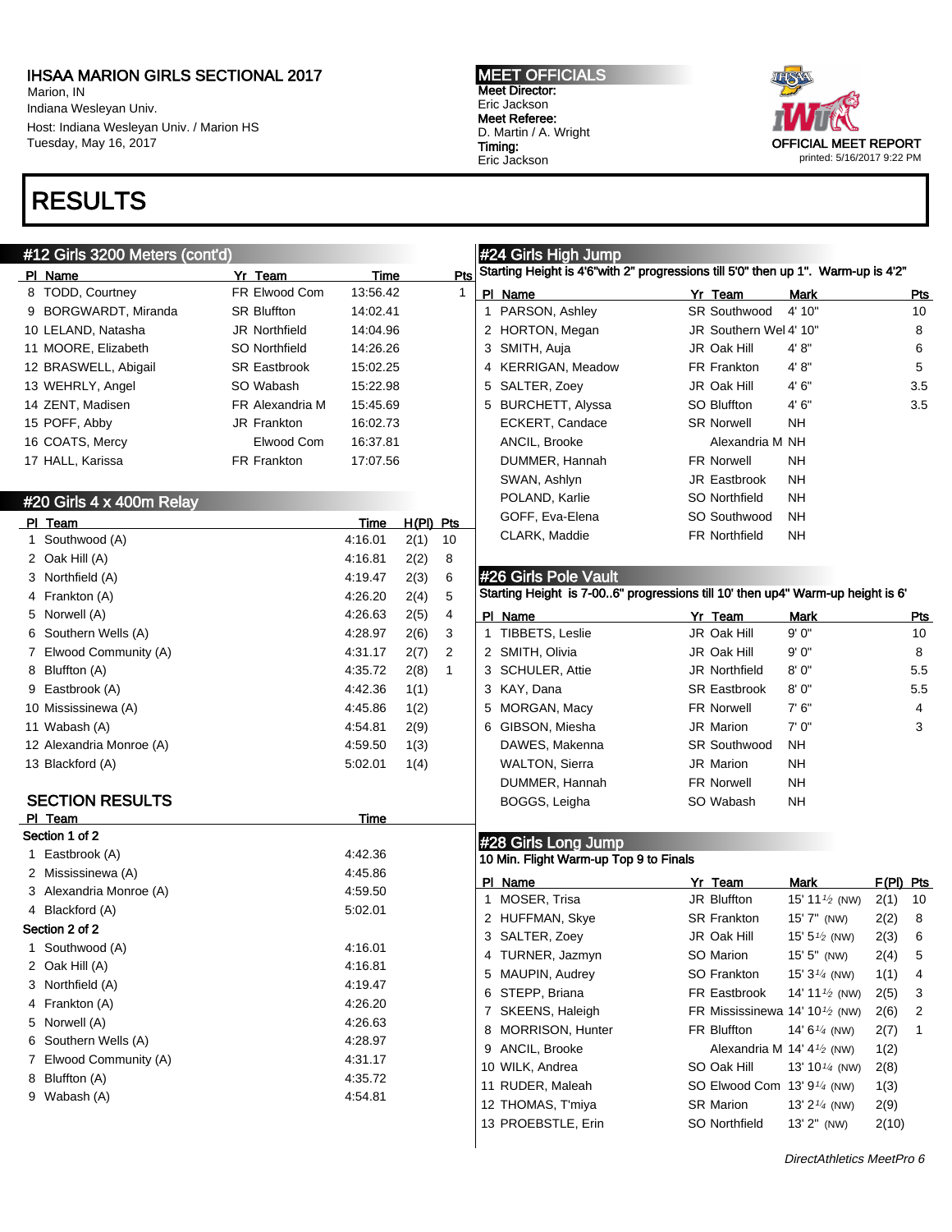# IHSAA MARION GIRLS SECTIONAL 2017

Marion, IN
Indiana Wesleyan Univ.
Host: Indiana Wesleyan Univ. / Marion HS
Tuesday, May 16, 2017

**MEET OFFICIALS**
Meet Director:
Eric Jackson
Meet Referee:
D. Martin / A. Wright
Timing:
Eric Jackson

OFFICIAL MEET REPORT
printed: 5/16/2017 9:22 PM

# RESULTS

## #12 Girls 3200 Meters (cont'd)

| Pl | Name | Yr | Team | Time | Pts |
|---|---|---|---|---|---|
| 8 | TODD, Courtney | FR | Elwood Com | 13:56.42 | 1 |
| 9 | BORGWARDT, Miranda | SR | Bluffton | 14:02.41 | |
| 10 | LELAND, Natasha | JR | Northfield | 14:04.96 | |
| 11 | MOORE, Elizabeth | SO | Northfield | 14:26.26 | |
| 12 | BRASWELL, Abigail | SR | Eastbrook | 15:02.25 | |
| 13 | WEHRLY, Angel | SO | Wabash | 15:22.98 | |
| 14 | ZENT, Madisen | FR | Alexandria M | 15:45.69 | |
| 15 | POFF, Abby | JR | Frankton | 16:02.73 | |
| 16 | COATS, Mercy | | Elwood Com | 16:37.81 | |
| 17 | HALL, Karissa | FR | Frankton | 17:07.56 | |

## #20 Girls 4 x 400m Relay

| Pl | Team | Time | H(Pl) | Pts |
|---|---|---|---|---|
| 1 | Southwood (A) | 4:16.01 | 2(1) | 10 |
| 2 | Oak Hill (A) | 4:16.81 | 2(2) | 8 |
| 3 | Northfield (A) | 4:19.47 | 2(3) | 6 |
| 4 | Frankton (A) | 4:26.20 | 2(4) | 5 |
| 5 | Norwell (A) | 4:26.63 | 2(5) | 4 |
| 6 | Southern Wells (A) | 4:28.97 | 2(6) | 3 |
| 7 | Elwood Community (A) | 4:31.17 | 2(7) | 2 |
| 8 | Bluffton (A) | 4:35.72 | 2(8) | 1 |
| 9 | Eastbrook (A) | 4:42.36 | 1(1) | |
| 10 | Mississinewa (A) | 4:45.86 | 1(2) | |
| 11 | Wabash (A) | 4:54.81 | 2(9) | |
| 12 | Alexandria Monroe (A) | 4:59.50 | 1(3) | |
| 13 | Blackford (A) | 5:02.01 | 1(4) | |

### SECTION RESULTS

| Pl | Team | Time |
|---|---|---|
| **Section 1 of 2** | | |
| 1 | Eastbrook (A) | 4:42.36 |
| 2 | Mississinewa (A) | 4:45.86 |
| 3 | Alexandria Monroe (A) | 4:59.50 |
| 4 | Blackford (A) | 5:02.01 |
| **Section 2 of 2** | | |
| 1 | Southwood (A) | 4:16.01 |
| 2 | Oak Hill (A) | 4:16.81 |
| 3 | Northfield (A) | 4:19.47 |
| 4 | Frankton (A) | 4:26.20 |
| 5 | Norwell (A) | 4:26.63 |
| 6 | Southern Wells (A) | 4:28.97 |
| 7 | Elwood Community (A) | 4:31.17 |
| 8 | Bluffton (A) | 4:35.72 |
| 9 | Wabash (A) | 4:54.81 |

## #24 Girls High Jump

Starting Height is 4'6"with 2" progressions till 5'0" then up 1". Warm-up is 4'2"

| Pl | Name | Yr | Team | Mark | Pts |
|---|---|---|---|---|---|
| 1 | PARSON, Ashley | SR | Southwood | 4' 10" | 10 |
| 2 | HORTON, Megan | JR | Southern Wel | 4' 10" | 8 |
| 3 | SMITH, Auja | JR | Oak Hill | 4' 8" | 6 |
| 4 | KERRIGAN, Meadow | FR | Frankton | 4' 8" | 5 |
| 5 | SALTER, Zoey | JR | Oak Hill | 4' 6" | 3.5 |
| 5 | BURCHETT, Alyssa | SO | Bluffton | 4' 6" | 3.5 |
| | ECKERT, Candace | SR | Norwell | NH | |
| | ANCIL, Brooke | | Alexandria M | NH | |
| | DUMMER, Hannah | FR | Norwell | NH | |
| | SWAN, Ashlyn | JR | Eastbrook | NH | |
| | POLAND, Karlie | SO | Northfield | NH | |
| | GOFF, Eva-Elena | SO | Southwood | NH | |
| | CLARK, Maddie | FR | Northfield | NH | |

## #26 Girls Pole Vault

Starting Height is 7-00..6" progressions till 10' then up4" Warm-up height is 6'

| Pl | Name | Yr | Team | Mark | Pts |
|---|---|---|---|---|---|
| 1 | TIBBETS, Leslie | JR | Oak Hill | 9' 0" | 10 |
| 2 | SMITH, Olivia | JR | Oak Hill | 9' 0" | 8 |
| 3 | SCHULER, Attie | JR | Northfield | 8' 0" | 5.5 |
| 3 | KAY, Dana | SR | Eastbrook | 8' 0" | 5.5 |
| 5 | MORGAN, Macy | FR | Norwell | 7' 6" | 4 |
| 6 | GIBSON, Miesha | JR | Marion | 7' 0" | 3 |
| | DAWES, Makenna | SR | Southwood | NH | |
| | WALTON, Sierra | JR | Marion | NH | |
| | DUMMER, Hannah | FR | Norwell | NH | |
| | BOGGS, Leigha | SO | Wabash | NH | |

## #28 Girls Long Jump

10 Min. Flight Warm-up Top 9 to Finals

| Pl | Name | Yr | Team | Mark | F(Pl) | Pts |
|---|---|---|---|---|---|---|
| 1 | MOSER, Trisa | JR | Bluffton | 15' 11½ (NW) | 2(1) | 10 |
| 2 | HUFFMAN, Skye | SR | Frankton | 15' 7" (NW) | 2(2) | 8 |
| 3 | SALTER, Zoey | JR | Oak Hill | 15' 5½ (NW) | 2(3) | 6 |
| 4 | TURNER, Jazmyn | SO | Marion | 15' 5" (NW) | 2(4) | 5 |
| 5 | MAUPIN, Audrey | SO | Frankton | 15' 3¼ (NW) | 1(1) | 4 |
| 6 | STEPP, Briana | FR | Eastbrook | 14' 11½ (NW) | 2(5) | 3 |
| 7 | SKEENS, Haleigh | FR | Mississinewa | 14' 10½ (NW) | 2(6) | 2 |
| 8 | MORRISON, Hunter | FR | Bluffton | 14' 6¼ (NW) | 2(7) | 1 |
| 9 | ANCIL, Brooke | | Alexandria M | 14' 4½ (NW) | 1(2) | |
| 10 | WILK, Andrea | SO | Oak Hill | 13' 10¼ (NW) | 2(8) | |
| 11 | RUDER, Maleah | SO | Elwood Com | 13' 9¼ (NW) | 1(3) | |
| 12 | THOMAS, T'miya | SR | Marion | 13' 2¼ (NW) | 2(9) | |
| 13 | PROEBSTLE, Erin | SO | Northfield | 13' 2" (NW) | 2(10) | |

*DirectAthletics MeetPro 6*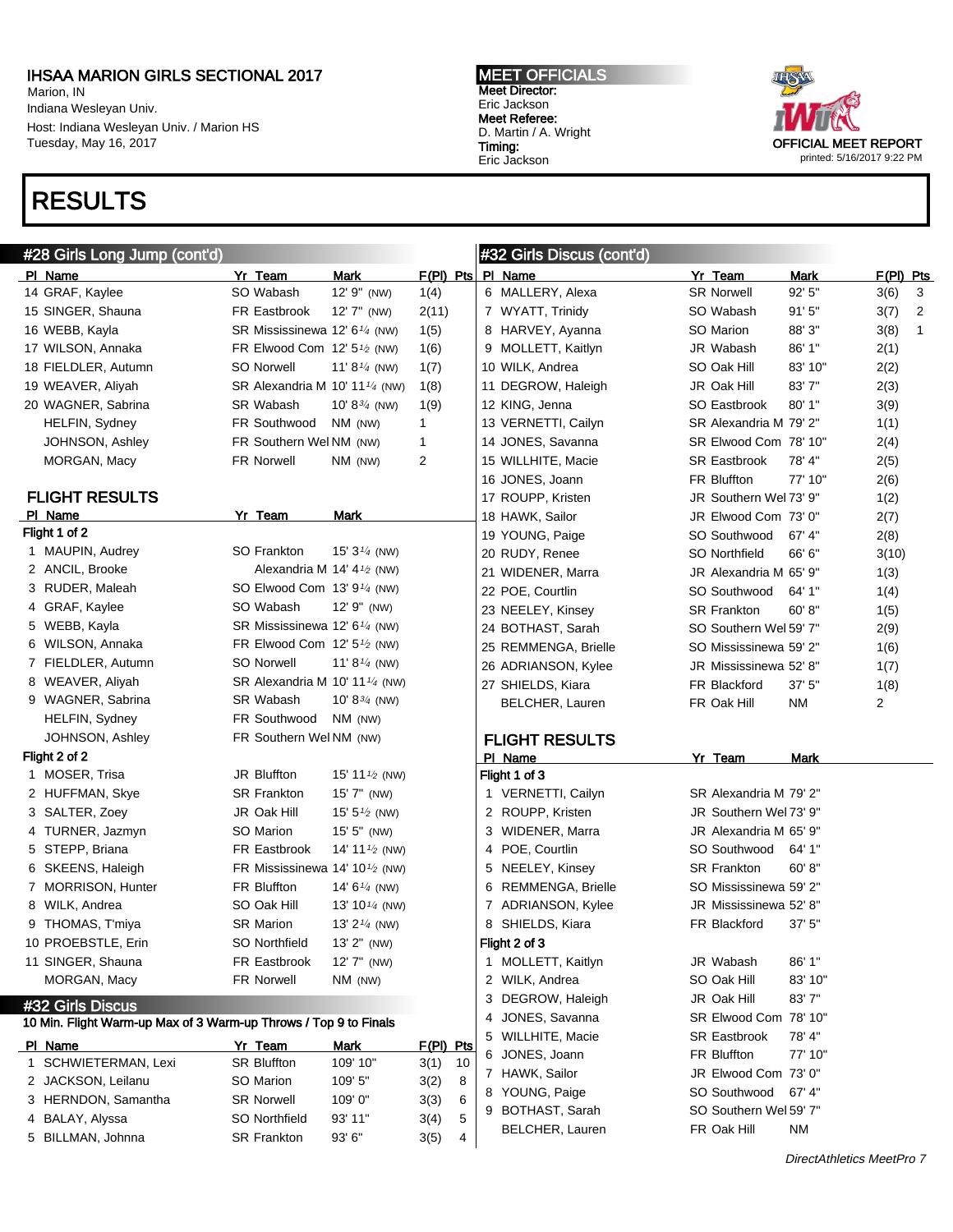# IHSAA MARION GIRLS SECTIONAL 2017

Marion, IN
Indiana Wesleyan Univ.
Host: Indiana Wesleyan Univ. / Marion HS
Tuesday, May 16, 2017

**MEET OFFICIALS**
Meet Director:
Eric Jackson
Meet Referee:
D. Martin / A. Wright
Timing:
Eric Jackson

OFFICIAL MEET REPORT
printed: 5/16/2017 9:22 PM

# RESULTS

## #28 Girls Long Jump (cont'd)

| Pl | Name | Yr | Team | Mark | F(Pl) | Pts |
|---|---|---|---|---|---|---|
| 14 | GRAF, Kaylee | SO | Wabash | 12' 9" (NW) | 1(4) | |
| 15 | SINGER, Shauna | FR | Eastbrook | 12' 7" (NW) | 2(11) | |
| 16 | WEBB, Kayla | SR | Mississinewa | 12' 6¼ (NW) | 1(5) | |
| 17 | WILSON, Annaka | FR | Elwood Com | 12' 5½ (NW) | 1(6) | |
| 18 | FIELDLER, Autumn | SO | Norwell | 11' 8¼ (NW) | 1(7) | |
| 19 | WEAVER, Aliyah | SR | Alexandria M | 10' 11¼ (NW) | 1(8) | |
| 20 | WAGNER, Sabrina | SR | Wabash | 10' 8¾ (NW) | 1(9) | |
| | HELFIN, Sydney | FR | Southwood | NM (NW) | 1 | |
| | JOHNSON, Ashley | FR | Southern Wel | NM (NW) | 1 | |
| | MORGAN, Macy | FR | Norwell | NM (NW) | 2 | |

### FLIGHT RESULTS

| Pl | Name | Yr | Team | Mark |
|---|---|---|---|---|
| **Flight 1 of 2** | | | | |
| 1 | MAUPIN, Audrey | SO | Frankton | 15' 3¼ (NW) |
| 2 | ANCIL, Brooke | | Alexandria M | 14' 4½ (NW) |
| 3 | RUDER, Maleah | SO | Elwood Com | 13' 9¼ (NW) |
| 4 | GRAF, Kaylee | SO | Wabash | 12' 9" (NW) |
| 5 | WEBB, Kayla | SR | Mississinewa | 12' 6¼ (NW) |
| 6 | WILSON, Annaka | FR | Elwood Com | 12' 5½ (NW) |
| 7 | FIELDLER, Autumn | SO | Norwell | 11' 8¼ (NW) |
| 8 | WEAVER, Aliyah | SR | Alexandria M | 10' 11¼ (NW) |
| 9 | WAGNER, Sabrina | SR | Wabash | 10' 8¾ (NW) |
| | HELFIN, Sydney | FR | Southwood | NM (NW) |
| | JOHNSON, Ashley | FR | Southern Wel | NM (NW) |
| **Flight 2 of 2** | | | | |
| 1 | MOSER, Trisa | JR | Bluffton | 15' 11½ (NW) |
| 2 | HUFFMAN, Skye | SR | Frankton | 15' 7" (NW) |
| 3 | SALTER, Zoey | JR | Oak Hill | 15' 5½ (NW) |
| 4 | TURNER, Jazmyn | SO | Marion | 15' 5" (NW) |
| 5 | STEPP, Briana | FR | Eastbrook | 14' 11½ (NW) |
| 6 | SKEENS, Haleigh | FR | Mississinewa | 14' 10½ (NW) |
| 7 | MORRISON, Hunter | FR | Bluffton | 14' 6¼ (NW) |
| 8 | WILK, Andrea | SO | Oak Hill | 13' 10¼ (NW) |
| 9 | THOMAS, T'miya | SR | Marion | 13' 2¼ (NW) |
| 10 | PROEBSTLE, Erin | SO | Northfield | 13' 2" (NW) |
| 11 | SINGER, Shauna | FR | Eastbrook | 12' 7" (NW) |
| | MORGAN, Macy | FR | Norwell | NM (NW) |

## #32 Girls Discus

10 Min. Flight Warm-up Max of 3 Warm-up Throws / Top 9 to Finals

| Pl | Name | Yr | Team | Mark | F(Pl) | Pts |
|---|---|---|---|---|---|---|
| 1 | SCHWIETERMAN, Lexi | SR | Bluffton | 109' 10" | 3(1) | 10 |
| 2 | JACKSON, Leilanu | SO | Marion | 109' 5" | 3(2) | 8 |
| 3 | HERNDON, Samantha | SR | Norwell | 109' 0" | 3(3) | 6 |
| 4 | BALAY, Alyssa | SO | Northfield | 93' 11" | 3(4) | 5 |
| 5 | BILLMAN, Johnna | SR | Frankton | 93' 6" | 3(5) | 4 |
| 6 | MALLERY, Alexa | SR | Norwell | 92' 5" | 3(6) | 3 |
| 7 | WYATT, Trinidy | SO | Wabash | 91' 5" | 3(7) | 2 |
| 8 | HARVEY, Ayanna | SO | Marion | 88' 3" | 3(8) | 1 |
| 9 | MOLLETT, Kaitlyn | JR | Wabash | 86' 1" | 2(1) | |
| 10 | WILK, Andrea | SO | Oak Hill | 83' 10" | 2(2) | |
| 11 | DEGROW, Haleigh | JR | Oak Hill | 83' 7" | 2(3) | |
| 12 | KING, Jenna | SO | Eastbrook | 80' 1" | 3(9) | |
| 13 | VERNETTI, Cailyn | SR | Alexandria M | 79' 2" | 1(1) | |
| 14 | JONES, Savanna | SR | Elwood Com | 78' 10" | 2(4) | |
| 15 | WILLHITE, Macie | SR | Eastbrook | 78' 4" | 2(5) | |
| 16 | JONES, Joann | FR | Bluffton | 77' 10" | 2(6) | |
| 17 | ROUPP, Kristen | JR | Southern Wel | 73' 9" | 1(2) | |
| 18 | HAWK, Sailor | JR | Elwood Com | 73' 0" | 2(7) | |
| 19 | YOUNG, Paige | SO | Southwood | 67' 4" | 2(8) | |
| 20 | RUDY, Renee | SO | Northfield | 66' 6" | 3(10) | |
| 21 | WIDENER, Marra | JR | Alexandria M | 65' 9" | 1(3) | |
| 22 | POE, Courtlin | SO | Southwood | 64' 1" | 1(4) | |
| 23 | NEELEY, Kinsey | SR | Frankton | 60' 8" | 1(5) | |
| 24 | BOTHAST, Sarah | SO | Southern Wel | 59' 7" | 2(9) | |
| 25 | REMMENGA, Brielle | SO | Mississinewa | 59' 2" | 1(6) | |
| 26 | ADRIANSON, Kylee | JR | Mississinewa | 52' 8" | 1(7) | |
| 27 | SHIELDS, Kiara | FR | Blackford | 37' 5" | 1(8) | |
| | BELCHER, Lauren | FR | Oak Hill | NM | 2 | |

### FLIGHT RESULTS

| Pl | Name | Yr | Team | Mark |
|---|---|---|---|---|
| **Flight 1 of 3** | | | | |
| 1 | VERNETTI, Cailyn | SR | Alexandria M | 79' 2" |
| 2 | ROUPP, Kristen | JR | Southern Wel | 73' 9" |
| 3 | WIDENER, Marra | JR | Alexandria M | 65' 9" |
| 4 | POE, Courtlin | SO | Southwood | 64' 1" |
| 5 | NEELEY, Kinsey | SR | Frankton | 60' 8" |
| 6 | REMMENGA, Brielle | SO | Mississinewa | 59' 2" |
| 7 | ADRIANSON, Kylee | JR | Mississinewa | 52' 8" |
| 8 | SHIELDS, Kiara | FR | Blackford | 37' 5" |
| **Flight 2 of 3** | | | | |
| 1 | MOLLETT, Kaitlyn | JR | Wabash | 86' 1" |
| 2 | WILK, Andrea | SO | Oak Hill | 83' 10" |
| 3 | DEGROW, Haleigh | JR | Oak Hill | 83' 7" |
| 4 | JONES, Savanna | SR | Elwood Com | 78' 10" |
| 5 | WILLHITE, Macie | SR | Eastbrook | 78' 4" |
| 6 | JONES, Joann | FR | Bluffton | 77' 10" |
| 7 | HAWK, Sailor | JR | Elwood Com | 73' 0" |
| 8 | YOUNG, Paige | SO | Southwood | 67' 4" |
| 9 | BOTHAST, Sarah | SO | Southern Wel | 59' 7" |
| | BELCHER, Lauren | FR | Oak Hill | NM |

DirectAthletics MeetPro 7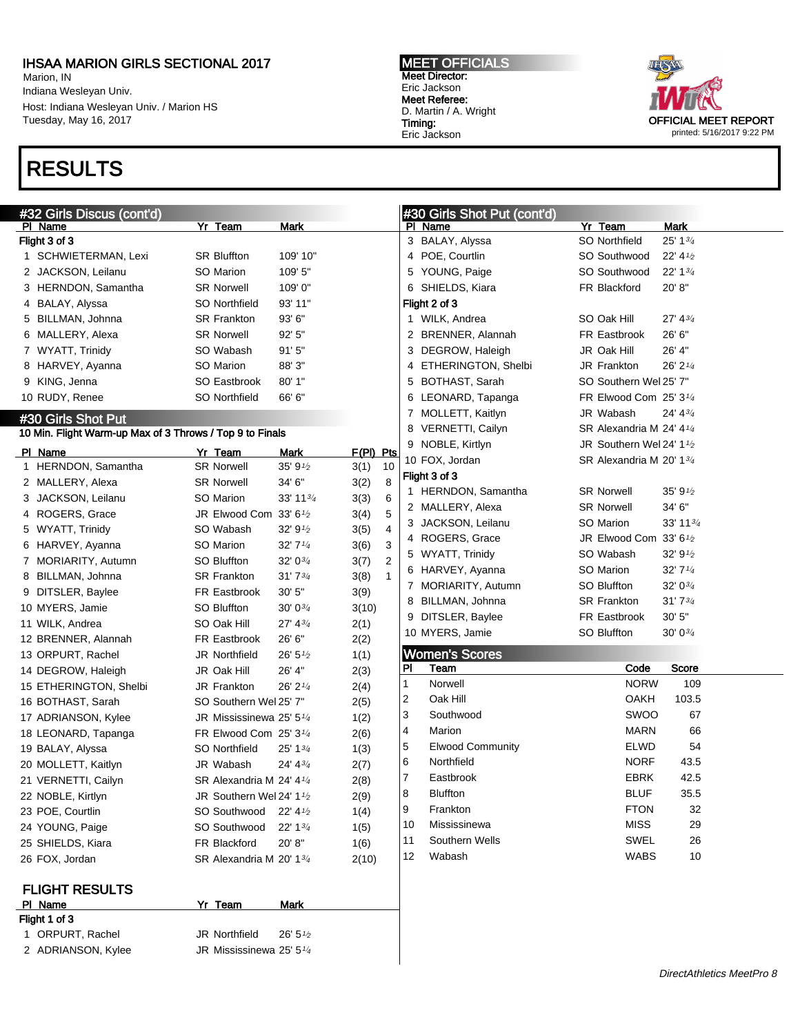# IHSAA MARION GIRLS SECTIONAL 2017

Marion, IN
Indiana Wesleyan Univ.
Host: Indiana Wesleyan Univ. / Marion HS
Tuesday, May 16, 2017

**MEET OFFICIALS**
Meet Director:
Eric Jackson
Meet Referee:
D. Martin / A. Wright
Timing:
Eric Jackson

OFFICIAL MEET REPORT
printed: 5/16/2017 9:22 PM

# RESULTS

## #32 Girls Discus (cont'd)

**Flight 3 of 3**

| Pl | Name | Yr | Team | Mark |
|---|---|---|---|---|
| 1 | SCHWIETERMAN, Lexi | SR | Bluffton | 109' 10" |
| 2 | JACKSON, Leilanu | SO | Marion | 109' 5" |
| 3 | HERNDON, Samantha | SR | Norwell | 109' 0" |
| 4 | BALAY, Alyssa | SO | Northfield | 93' 11" |
| 5 | BILLMAN, Johnna | SR | Frankton | 93' 6" |
| 6 | MALLERY, Alexa | SR | Norwell | 92' 5" |
| 7 | WYATT, Trinidy | SO | Wabash | 91' 5" |
| 8 | HARVEY, Ayanna | SO | Marion | 88' 3" |
| 9 | KING, Jenna | SO | Eastbrook | 80' 1" |
| 10 | RUDY, Renee | SO | Northfield | 66' 6" |

## #30 Girls Shot Put

10 Min. Flight Warm-up Max of 3 Throws / Top 9 to Finals

| Pl | Name | Yr | Team | Mark | F(Pl) | Pts |
|---|---|---|---|---|---|---|
| 1 | HERNDON, Samantha | SR | Norwell | 35' 9½ | 3(1) | 10 |
| 2 | MALLERY, Alexa | SR | Norwell | 34' 6" | 3(2) | 8 |
| 3 | JACKSON, Leilanu | SO | Marion | 33' 11¾ | 3(3) | 6 |
| 4 | ROGERS, Grace | JR | Elwood Com | 33' 6½ | 3(4) | 5 |
| 5 | WYATT, Trinidy | SO | Wabash | 32' 9½ | 3(5) | 4 |
| 6 | HARVEY, Ayanna | SO | Marion | 32' 7¼ | 3(6) | 3 |
| 7 | MORIARITY, Autumn | SO | Bluffton | 32' 0¾ | 3(7) | 2 |
| 8 | BILLMAN, Johnna | SR | Frankton | 31' 7¾ | 3(8) | 1 |
| 9 | DITSLER, Baylee | FR | Eastbrook | 30' 5" | 3(9) | |
| 10 | MYERS, Jamie | SO | Bluffton | 30' 0¾ | 3(10) | |
| 11 | WILK, Andrea | SO | Oak Hill | 27' 4¾ | 2(1) | |
| 12 | BRENNER, Alannah | FR | Eastbrook | 26' 6" | 2(2) | |
| 13 | ORPURT, Rachel | JR | Northfield | 26' 5½ | 1(1) | |
| 14 | DEGROW, Haleigh | JR | Oak Hill | 26' 4" | 2(3) | |
| 15 | ETHERINGTON, Shelbi | JR | Frankton | 26' 2¼ | 2(4) | |
| 16 | BOTHAST, Sarah | SO | Southern Wel | 25' 7" | 2(5) | |
| 17 | ADRIANSON, Kylee | JR | Mississinewa | 25' 5¼ | 1(2) | |
| 18 | LEONARD, Tapanga | FR | Elwood Com | 25' 3¼ | 2(6) | |
| 19 | BALAY, Alyssa | SO | Northfield | 25' 1¾ | 1(3) | |
| 20 | MOLLETT, Kaitlyn | JR | Wabash | 24' 4¾ | 2(7) | |
| 21 | VERNETTI, Cailyn | SR | Alexandria M | 24' 4¼ | 2(8) | |
| 22 | NOBLE, Kirtlyn | JR | Southern Wel | 24' 1½ | 2(9) | |
| 23 | POE, Courtlin | SO | Southwood | 22' 4½ | 1(4) | |
| 24 | YOUNG, Paige | SO | Southwood | 22' 1¾ | 1(5) | |
| 25 | SHIELDS, Kiara | FR | Blackford | 20' 8" | 1(6) | |
| 26 | FOX, Jordan | SR | Alexandria M | 20' 1¾ | 2(10) | |

### FLIGHT RESULTS

**Flight 1 of 3**

| Pl | Name | Yr | Team | Mark |
|---|---|---|---|---|
| 1 | ORPURT, Rachel | JR | Northfield | 26' 5½ |
| 2 | ADRIANSON, Kylee | JR | Mississinewa | 25' 5¼ |
| 3 | BALAY, Alyssa | SO | Northfield | 25' 1¾ |
| 4 | POE, Courtlin | SO | Southwood | 22' 4½ |
| 5 | YOUNG, Paige | SO | Southwood | 22' 1¾ |
| 6 | SHIELDS, Kiara | FR | Blackford | 20' 8" |

**Flight 2 of 3**

| Pl | Name | Yr | Team | Mark |
|---|---|---|---|---|
| 1 | WILK, Andrea | SO | Oak Hill | 27' 4¾ |
| 2 | BRENNER, Alannah | FR | Eastbrook | 26' 6" |
| 3 | DEGROW, Haleigh | JR | Oak Hill | 26' 4" |
| 4 | ETHERINGTON, Shelbi | JR | Frankton | 26' 2¼ |
| 5 | BOTHAST, Sarah | SO | Southern Wel | 25' 7" |
| 6 | LEONARD, Tapanga | FR | Elwood Com | 25' 3¼ |
| 7 | MOLLETT, Kaitlyn | JR | Wabash | 24' 4¾ |
| 8 | VERNETTI, Cailyn | SR | Alexandria M | 24' 4¼ |
| 9 | NOBLE, Kirtlyn | JR | Southern Wel | 24' 1½ |
| 10 | FOX, Jordan | SR | Alexandria M | 20' 1¾ |

**Flight 3 of 3**

| Pl | Name | Yr | Team | Mark |
|---|---|---|---|---|
| 1 | HERNDON, Samantha | SR | Norwell | 35' 9½ |
| 2 | MALLERY, Alexa | SR | Norwell | 34' 6" |
| 3 | JACKSON, Leilanu | SO | Marion | 33' 11¾ |
| 4 | ROGERS, Grace | JR | Elwood Com | 33' 6½ |
| 5 | WYATT, Trinidy | SO | Wabash | 32' 9½ |
| 6 | HARVEY, Ayanna | SO | Marion | 32' 7¼ |
| 7 | MORIARITY, Autumn | SO | Bluffton | 32' 0¾ |
| 8 | BILLMAN, Johnna | SR | Frankton | 31' 7¾ |
| 9 | DITSLER, Baylee | FR | Eastbrook | 30' 5" |
| 10 | MYERS, Jamie | SO | Bluffton | 30' 0¾ |

## Women's Scores

| Pl | Team | Code | Score |
|---|---|---|---|
| 1 | Norwell | NORW | 109 |
| 2 | Oak Hill | OAKH | 103.5 |
| 3 | Southwood | SWOO | 67 |
| 4 | Marion | MARN | 66 |
| 5 | Elwood Community | ELWD | 54 |
| 6 | Northfield | NORF | 43.5 |
| 7 | Eastbrook | EBRK | 42.5 |
| 8 | Bluffton | BLUF | 35.5 |
| 9 | Frankton | FTON | 32 |
| 10 | Mississinewa | MISS | 29 |
| 11 | Southern Wells | SWEL | 26 |
| 12 | Wabash | WABS | 10 |

*DirectAthletics MeetPro 8*